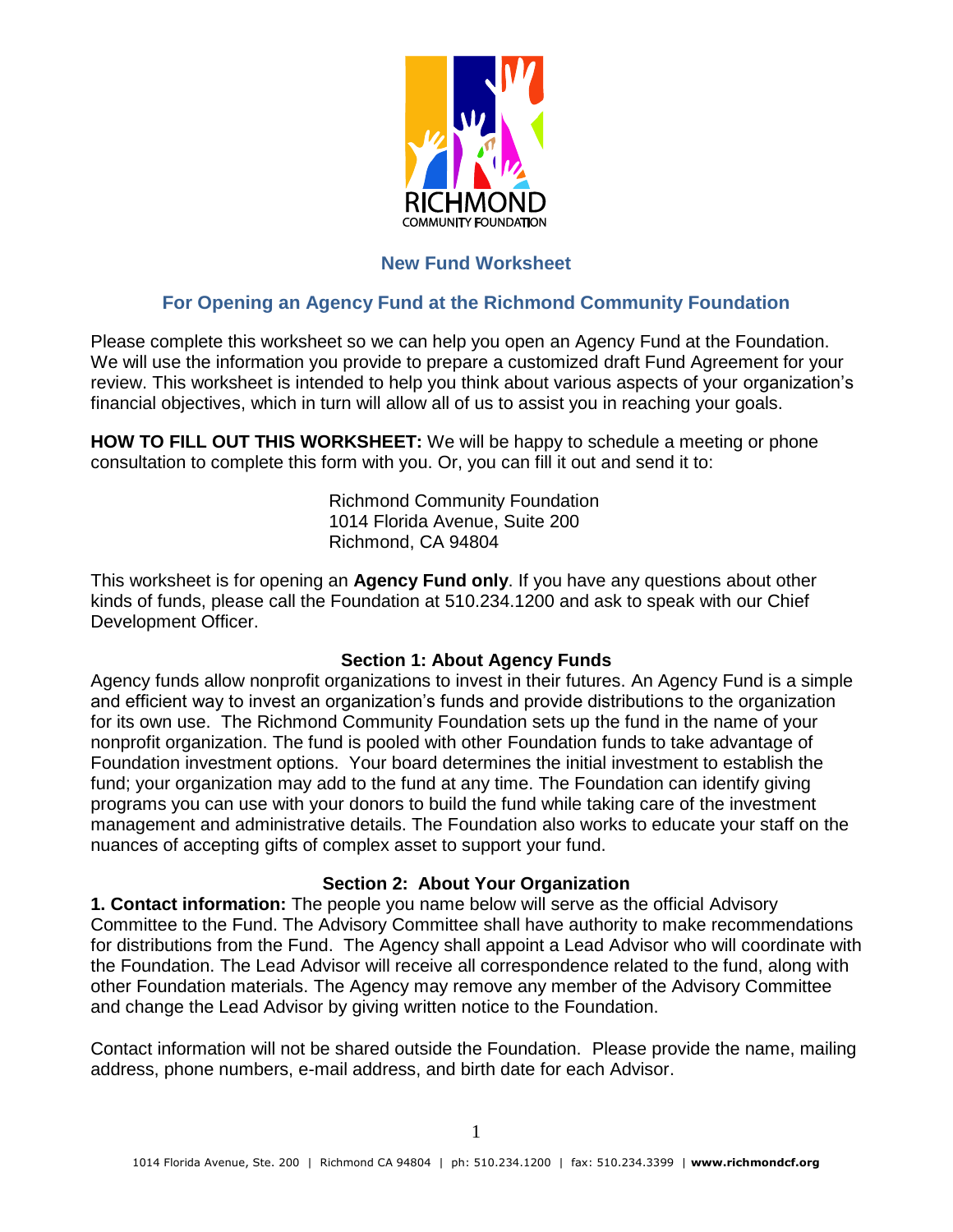RICHMOND
COMMUNITY FOUNDATION

# New Fund Worksheet

## For Opening an Agency Fund at the Richmond Community Foundation

Please complete this worksheet so we can help you open an Agency Fund at the Foundation. We will use the information you provide to prepare a customized draft Fund Agreement for your review. This worksheet is intended to help you think about various aspects of your organization's financial objectives, which in turn will allow all of us to assist you in reaching your goals.

**HOW TO FILL OUT THIS WORKSHEET:** We will be happy to schedule a meeting or phone consultation to complete this form with you. Or, you can fill it out and send it to:

Richmond Community Foundation
1014 Florida Avenue, Suite 200
Richmond, CA 94804

This worksheet is for opening an **Agency Fund only**. If you have any questions about other kinds of funds, please call the Foundation at 510.234.1200 and ask to speak with our Chief Development Officer.

### Section 1: About Agency Funds

Agency funds allow nonprofit organizations to invest in their futures. An Agency Fund is a simple and efficient way to invest an organization's funds and provide distributions to the organization for its own use. The Richmond Community Foundation sets up the fund in the name of your nonprofit organization. The fund is pooled with other Foundation funds to take advantage of Foundation investment options. Your board determines the initial investment to establish the fund; your organization may add to the fund at any time. The Foundation can identify giving programs you can use with your donors to build the fund while taking care of the investment management and administrative details. The Foundation also works to educate your staff on the nuances of accepting gifts of complex asset to support your fund.

### Section 2: About Your Organization

**1. Contact information:** The people you name below will serve as the official Advisory Committee to the Fund. The Advisory Committee shall have authority to make recommendations for distributions from the Fund. The Agency shall appoint a Lead Advisor who will coordinate with the Foundation. The Lead Advisor will receive all correspondence related to the fund, along with other Foundation materials. The Agency may remove any member of the Advisory Committee and change the Lead Advisor by giving written notice to the Foundation.

Contact information will not be shared outside the Foundation. Please provide the name, mailing address, phone numbers, e-mail address, and birth date for each Advisor.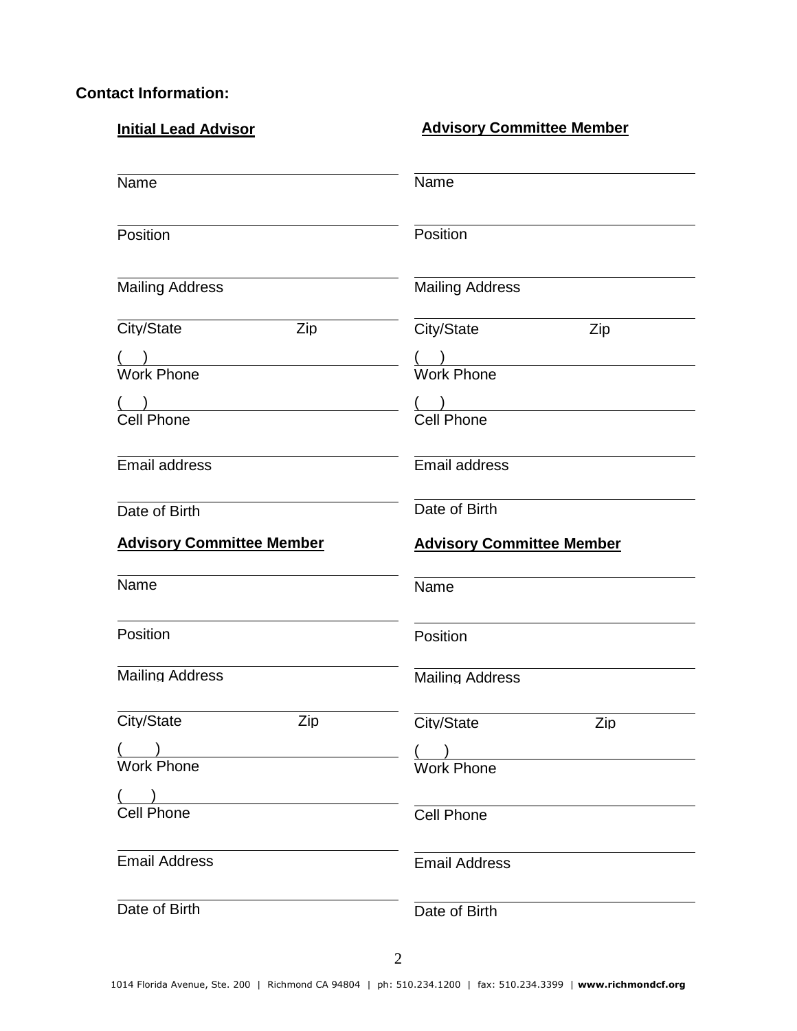**Contact Information:**

**Initial Lead Advisor**

\_\_\_\_\_\_\_\_\_\_\_\_\_\_\_\_\_\_\_\_\_\_\_\_\_\_\_\_\_\_\_\_\_\_\_\_
Name

\_\_\_\_\_\_\_\_\_\_\_\_\_\_\_\_\_\_\_\_\_\_\_\_\_\_\_\_\_\_\_\_\_\_\_\_
Position

\_\_\_\_\_\_\_\_\_\_\_\_\_\_\_\_\_\_\_\_\_\_\_\_\_\_\_\_\_\_\_\_\_\_\_\_
Mailing Address

\_\_\_\_\_\_\_\_\_\_\_\_\_\_\_\_\_\_\_\_\_\_\_\_\_\_\_\_\_\_\_\_\_\_\_\_
City/State Zip

( ) \_\_\_\_\_\_\_\_\_\_\_\_\_\_\_\_\_\_\_\_\_\_\_\_\_\_\_\_\_\_\_\_
Work Phone

( ) \_\_\_\_\_\_\_\_\_\_\_\_\_\_\_\_\_\_\_\_\_\_\_\_\_\_\_\_\_\_\_\_
Cell Phone

\_\_\_\_\_\_\_\_\_\_\_\_\_\_\_\_\_\_\_\_\_\_\_\_\_\_\_\_\_\_\_\_\_\_\_\_
Email address

\_\_\_\_\_\_\_\_\_\_\_\_\_\_\_\_\_\_\_\_\_\_\_\_\_\_\_\_\_\_\_\_\_\_\_\_
Date of Birth

**Advisory Committee Member**

\_\_\_\_\_\_\_\_\_\_\_\_\_\_\_\_\_\_\_\_\_\_\_\_\_\_\_\_\_\_\_\_\_\_\_\_
Name

\_\_\_\_\_\_\_\_\_\_\_\_\_\_\_\_\_\_\_\_\_\_\_\_\_\_\_\_\_\_\_\_\_\_\_\_
Position

\_\_\_\_\_\_\_\_\_\_\_\_\_\_\_\_\_\_\_\_\_\_\_\_\_\_\_\_\_\_\_\_\_\_\_\_
Mailing Address

\_\_\_\_\_\_\_\_\_\_\_\_\_\_\_\_\_\_\_\_\_\_\_\_\_\_\_\_\_\_\_\_\_\_\_\_
City/State Zip

( ) \_\_\_\_\_\_\_\_\_\_\_\_\_\_\_\_\_\_\_\_\_\_\_\_\_\_\_\_\_\_\_\_
Work Phone

( ) \_\_\_\_\_\_\_\_\_\_\_\_\_\_\_\_\_\_\_\_\_\_\_\_\_\_\_\_\_\_\_\_
Cell Phone

\_\_\_\_\_\_\_\_\_\_\_\_\_\_\_\_\_\_\_\_\_\_\_\_\_\_\_\_\_\_\_\_\_\_\_\_
Email address

\_\_\_\_\_\_\_\_\_\_\_\_\_\_\_\_\_\_\_\_\_\_\_\_\_\_\_\_\_\_\_\_\_\_\_\_
Date of Birth

**Advisory Committee Member**

\_\_\_\_\_\_\_\_\_\_\_\_\_\_\_\_\_\_\_\_\_\_\_\_\_\_\_\_\_\_\_\_\_\_\_\_
Name

\_\_\_\_\_\_\_\_\_\_\_\_\_\_\_\_\_\_\_\_\_\_\_\_\_\_\_\_\_\_\_\_\_\_\_\_
Position

\_\_\_\_\_\_\_\_\_\_\_\_\_\_\_\_\_\_\_\_\_\_\_\_\_\_\_\_\_\_\_\_\_\_\_\_
Mailing Address

\_\_\_\_\_\_\_\_\_\_\_\_\_\_\_\_\_\_\_\_\_\_\_\_\_\_\_\_\_\_\_\_\_\_\_\_
City/State Zip

( ) \_\_\_\_\_\_\_\_\_\_\_\_\_\_\_\_\_\_\_\_\_\_\_\_\_\_\_\_\_\_\_\_
Work Phone

( ) \_\_\_\_\_\_\_\_\_\_\_\_\_\_\_\_\_\_\_\_\_\_\_\_\_\_\_\_\_\_\_\_
Cell Phone

\_\_\_\_\_\_\_\_\_\_\_\_\_\_\_\_\_\_\_\_\_\_\_\_\_\_\_\_\_\_\_\_\_\_\_\_
Email Address

\_\_\_\_\_\_\_\_\_\_\_\_\_\_\_\_\_\_\_\_\_\_\_\_\_\_\_\_\_\_\_\_\_\_\_\_
Date of Birth

**Advisory Committee Member**

\_\_\_\_\_\_\_\_\_\_\_\_\_\_\_\_\_\_\_\_\_\_\_\_\_\_\_\_\_\_\_\_\_\_\_\_
Name

\_\_\_\_\_\_\_\_\_\_\_\_\_\_\_\_\_\_\_\_\_\_\_\_\_\_\_\_\_\_\_\_\_\_\_\_
Position

\_\_\_\_\_\_\_\_\_\_\_\_\_\_\_\_\_\_\_\_\_\_\_\_\_\_\_\_\_\_\_\_\_\_\_\_
Mailing Address

\_\_\_\_\_\_\_\_\_\_\_\_\_\_\_\_\_\_\_\_\_\_\_\_\_\_\_\_\_\_\_\_\_\_\_\_
City/State Zip

( ) \_\_\_\_\_\_\_\_\_\_\_\_\_\_\_\_\_\_\_\_\_\_\_\_\_\_\_\_\_\_\_\_
Work Phone

\_\_\_\_\_\_\_\_\_\_\_\_\_\_\_\_\_\_\_\_\_\_\_\_\_\_\_\_\_\_\_\_\_\_\_\_
Cell Phone

\_\_\_\_\_\_\_\_\_\_\_\_\_\_\_\_\_\_\_\_\_\_\_\_\_\_\_\_\_\_\_\_\_\_\_\_
Email Address

\_\_\_\_\_\_\_\_\_\_\_\_\_\_\_\_\_\_\_\_\_\_\_\_\_\_\_\_\_\_\_\_\_\_\_\_
Date of Birth

1014 Florida Avenue, Ste. 200 | Richmond CA 94804 | ph: 510.234.1200 | fax: 510.234.3399 | **www.richmondcf.org**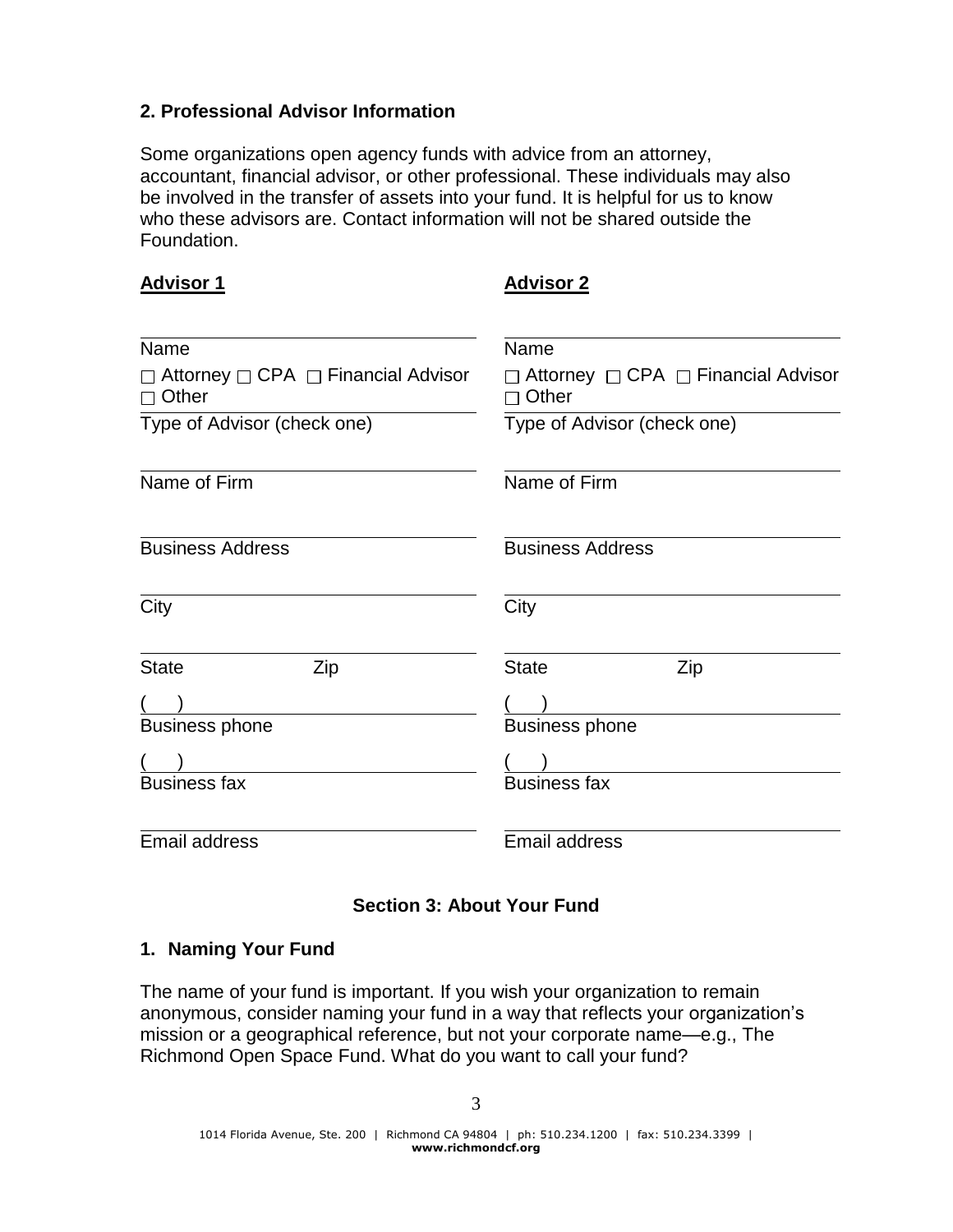### 2. Professional Advisor Information

Some organizations open agency funds with advice from an attorney, accountant, financial advisor, or other professional. These individuals may also be involved in the transfer of assets into your fund. It is helpful for us to know who these advisors are. Contact information will not be shared outside the Foundation.

| **Advisor 1** | **Advisor 2** |
|---|---|
| Name | Name |
| □ Attorney □ CPA □ Financial Advisor □ Other | □ Attorney □ CPA □ Financial Advisor □ Other |
| Type of Advisor (check one) | Type of Advisor (check one) |
| Name of Firm | Name of Firm |
| Business Address | Business Address |
| City | City |
| State Zip | State Zip |
| ( ) Business phone | ( ) Business phone |
| ( ) Business fax | ( ) Business fax |
| Email address | Email address |

## Section 3: About Your Fund

### 1. Naming Your Fund

The name of your fund is important. If you wish your organization to remain anonymous, consider naming your fund in a way that reflects your organization's mission or a geographical reference, but not your corporate name—e.g., The Richmond Open Space Fund. What do you want to call your fund?

1014 Florida Avenue, Ste. 200 | Richmond CA 94804 | ph: 510.234.1200 | fax: 510.234.3399 | **www.richmondcf.org**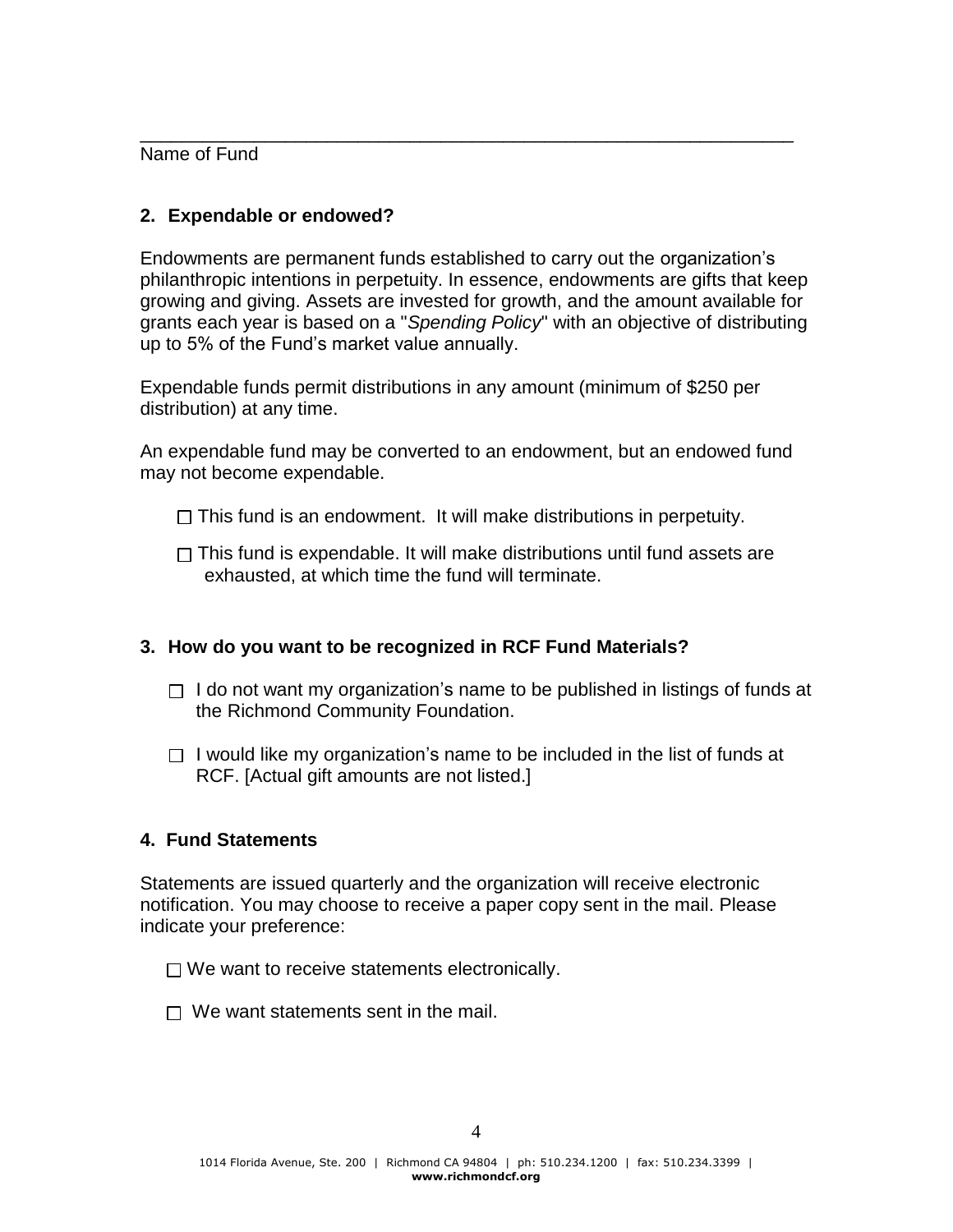\_\_\_\_\_\_\_\_\_\_\_\_\_\_\_\_\_\_\_\_\_\_\_\_\_\_\_\_\_\_\_\_\_\_\_\_\_\_\_\_\_\_\_\_\_\_\_\_\_\_\_\_\_\_\_\_\_\_\_\_

Name of Fund

**2. Expendable or endowed?**

Endowments are permanent funds established to carry out the organization's philanthropic intentions in perpetuity. In essence, endowments are gifts that keep growing and giving. Assets are invested for growth, and the amount available for grants each year is based on a "*Spending Policy*" with an objective of distributing up to 5% of the Fund's market value annually.

Expendable funds permit distributions in any amount (minimum of $250 per distribution) at any time.

An expendable fund may be converted to an endowment, but an endowed fund may not become expendable.

☐ This fund is an endowment. It will make distributions in perpetuity.

☐ This fund is expendable. It will make distributions until fund assets are exhausted, at which time the fund will terminate.

**3. How do you want to be recognized in RCF Fund Materials?**

☐ I do not want my organization's name to be published in listings of funds at the Richmond Community Foundation.

☐ I would like my organization's name to be included in the list of funds at RCF. [Actual gift amounts are not listed.]

**4. Fund Statements**

Statements are issued quarterly and the organization will receive electronic notification. You may choose to receive a paper copy sent in the mail. Please indicate your preference:

☐ We want to receive statements electronically.

☐ We want statements sent in the mail.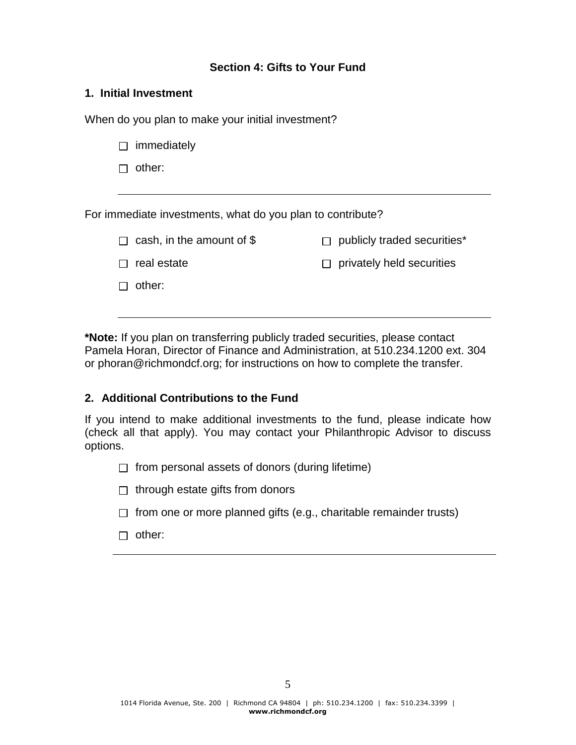## Section 4: Gifts to Your Fund

### 1. Initial Investment

When do you plan to make your initial investment?

- ☐ immediately
- ☐ other: ______________________________

For immediate investments, what do you plan to contribute?

- ☐ cash, in the amount of $
- ☐ publicly traded securities*
- ☐ real estate
- ☐ privately held securities
- ☐ other: ______________________________

**\*Note:** If you plan on transferring publicly traded securities, please contact Pamela Horan, Director of Finance and Administration, at 510.234.1200 ext. 304 or phoran@richmondcf.org; for instructions on how to complete the transfer.

### 2. Additional Contributions to the Fund

If you intend to make additional investments to the fund, please indicate how (check all that apply). You may contact your Philanthropic Advisor to discuss options.

- ☐ from personal assets of donors (during lifetime)
- ☐ through estate gifts from donors
- ☐ from one or more planned gifts (e.g., charitable remainder trusts)
- ☐ other: ______________________________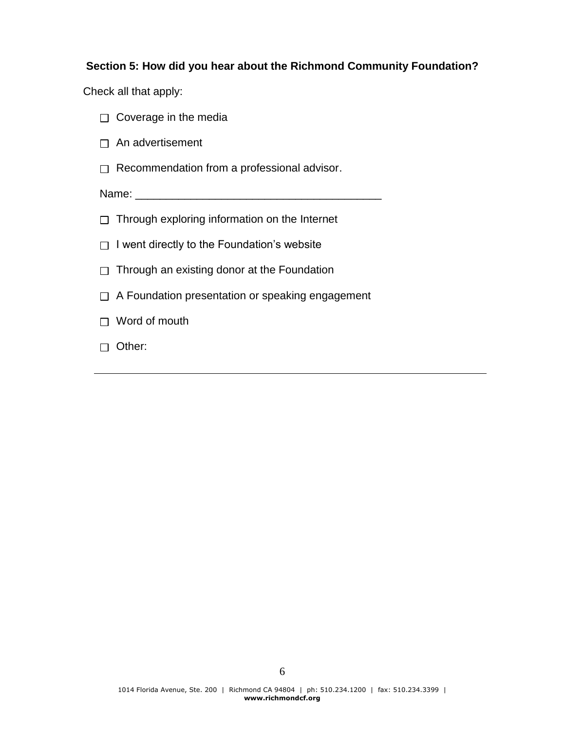**Section 5: How did you hear about the Richmond Community Foundation?**

Check all that apply:

- ☐ Coverage in the media
- ☐ An advertisement
- ☐ Recommendation from a professional advisor.

Name: ________________________________________

- ☐ Through exploring information on the Internet
- ☐ I went directly to the Foundation's website
- ☐ Through an existing donor at the Foundation
- ☐ A Foundation presentation or speaking engagement
- ☐ Word of mouth
- ☐ Other:

________________________________________________________________

1014 Florida Avenue, Ste. 200 | Richmond CA 94804 | ph: 510.234.1200 | fax: 510.234.3399 |
**www.richmondcf.org**